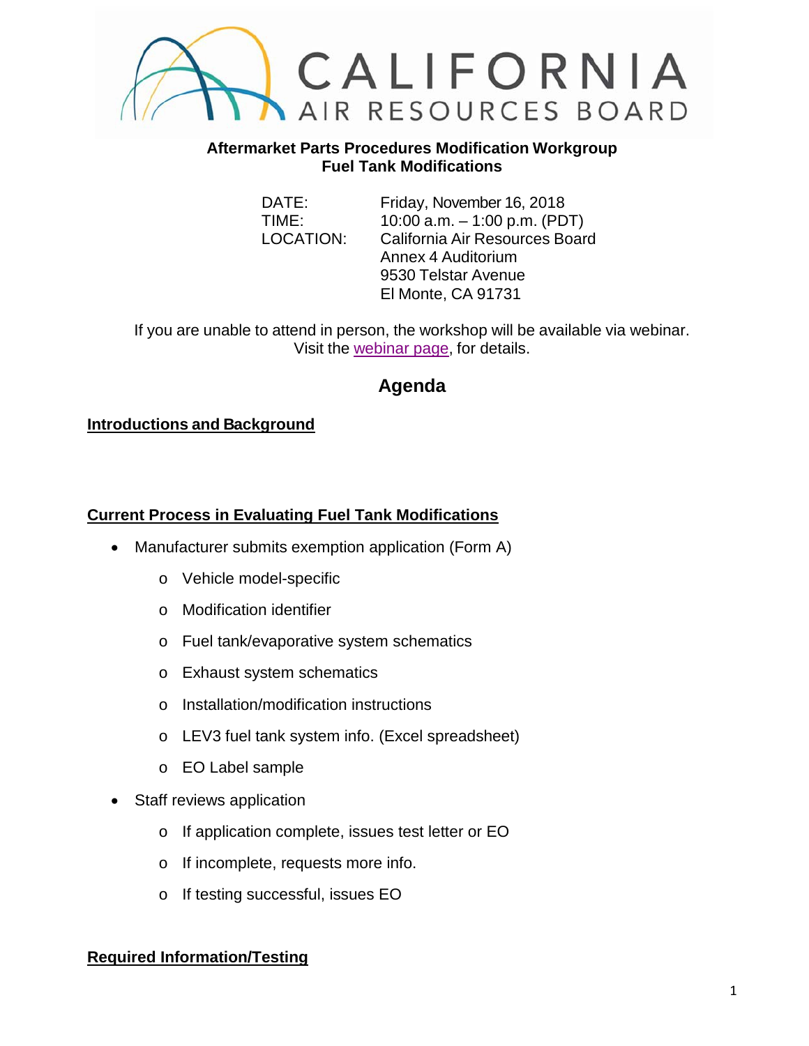CALIFORNIA AIR RESOURCES BOARD

**Aftermarket Parts Procedures Modification Workgroup**
**Fuel Tank Modifications**

| | |
|---|---|
| DATE: | Friday, November 16, 2018 |
| TIME: | 10:00 a.m. – 1:00 p.m. (PDT) |
| LOCATION: | California Air Resources Board<br>Annex 4 Auditorium<br>9530 Telstar Avenue<br>El Monte, CA 91731 |

If you are unable to attend in person, the workshop will be available via webinar. Visit the webinar page, for details.

# Agenda

## Introductions and Background

## Current Process in Evaluating Fuel Tank Modifications

- Manufacturer submits exemption application (Form A)
  - Vehicle model-specific
  - Modification identifier
  - Fuel tank/evaporative system schematics
  - Exhaust system schematics
  - Installation/modification instructions
  - LEV3 fuel tank system info. (Excel spreadsheet)
  - EO Label sample
- Staff reviews application
  - If application complete, issues test letter or EO
  - If incomplete, requests more info.
  - If testing successful, issues EO

## Required Information/Testing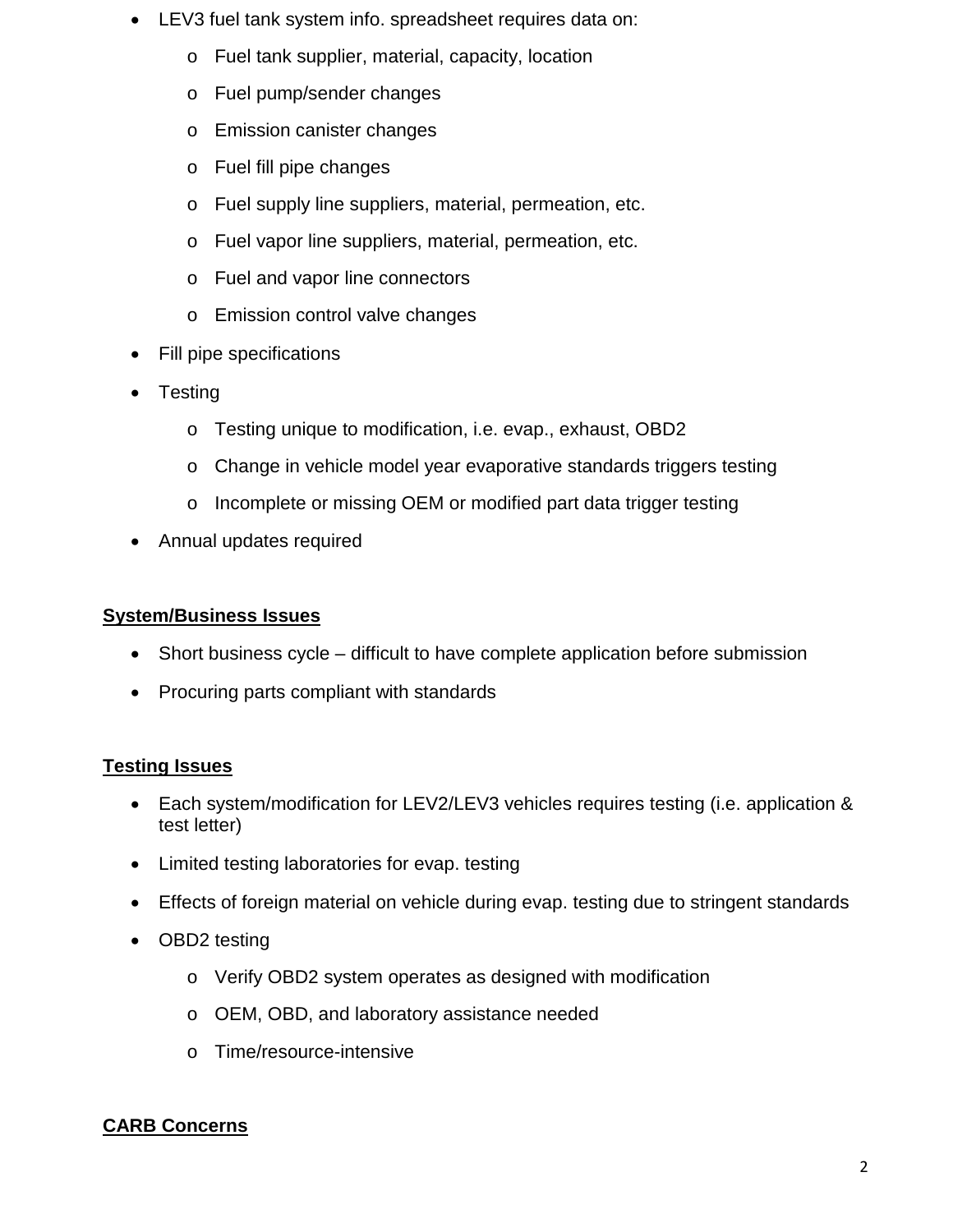- LEV3 fuel tank system info. spreadsheet requires data on:
  - Fuel tank supplier, material, capacity, location
  - Fuel pump/sender changes
  - Emission canister changes
  - Fuel fill pipe changes
  - Fuel supply line suppliers, material, permeation, etc.
  - Fuel vapor line suppliers, material, permeation, etc.
  - Fuel and vapor line connectors
  - Emission control valve changes
- Fill pipe specifications
- Testing
  - Testing unique to modification, i.e. evap., exhaust, OBD2
  - Change in vehicle model year evaporative standards triggers testing
  - Incomplete or missing OEM or modified part data trigger testing
- Annual updates required

**<u>System/Business Issues</u>**

- Short business cycle – difficult to have complete application before submission
- Procuring parts compliant with standards

**<u>Testing Issues</u>**

- Each system/modification for LEV2/LEV3 vehicles requires testing (i.e. application & test letter)
- Limited testing laboratories for evap. testing
- Effects of foreign material on vehicle during evap. testing due to stringent standards
- OBD2 testing
  - Verify OBD2 system operates as designed with modification
  - OEM, OBD, and laboratory assistance needed
  - Time/resource-intensive

**<u>CARB Concerns</u>**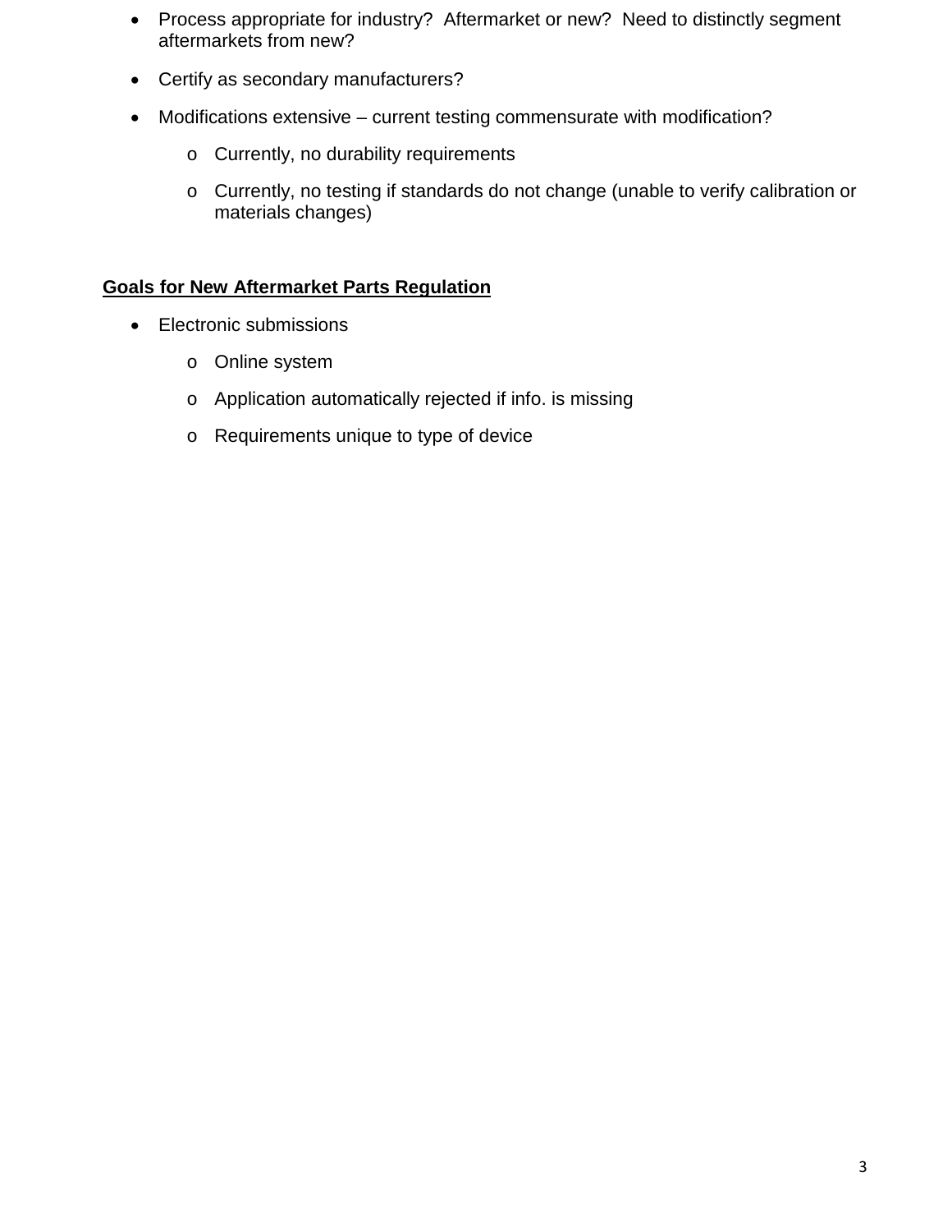- Process appropriate for industry?  Aftermarket or new?  Need to distinctly segment aftermarkets from new?
- Certify as secondary manufacturers?
- Modifications extensive – current testing commensurate with modification?
  - Currently, no durability requirements
  - Currently, no testing if standards do not change (unable to verify calibration or materials changes)

**<u>Goals for New Aftermarket Parts Regulation</u>**

- Electronic submissions
  - Online system
  - Application automatically rejected if info. is missing
  - Requirements unique to type of device